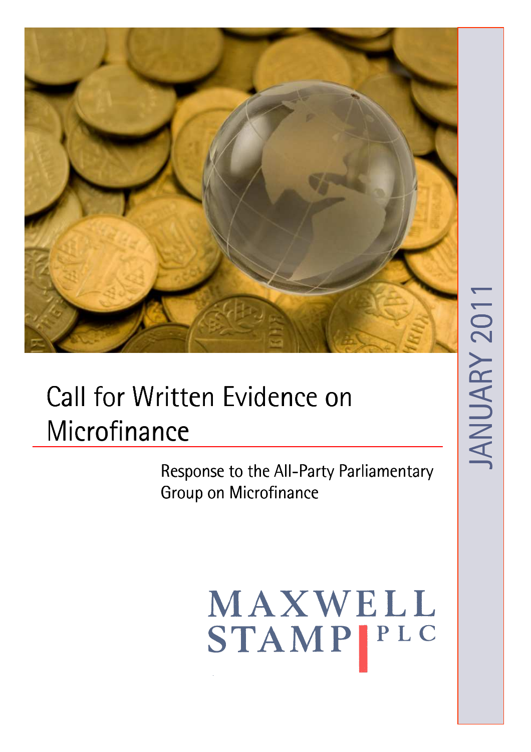# Call for Written Evidence on Microfinance

Response to the All-Party Parliamentary Group on Microfinance

JANUARY 2011

MAXWELL STAMP PLC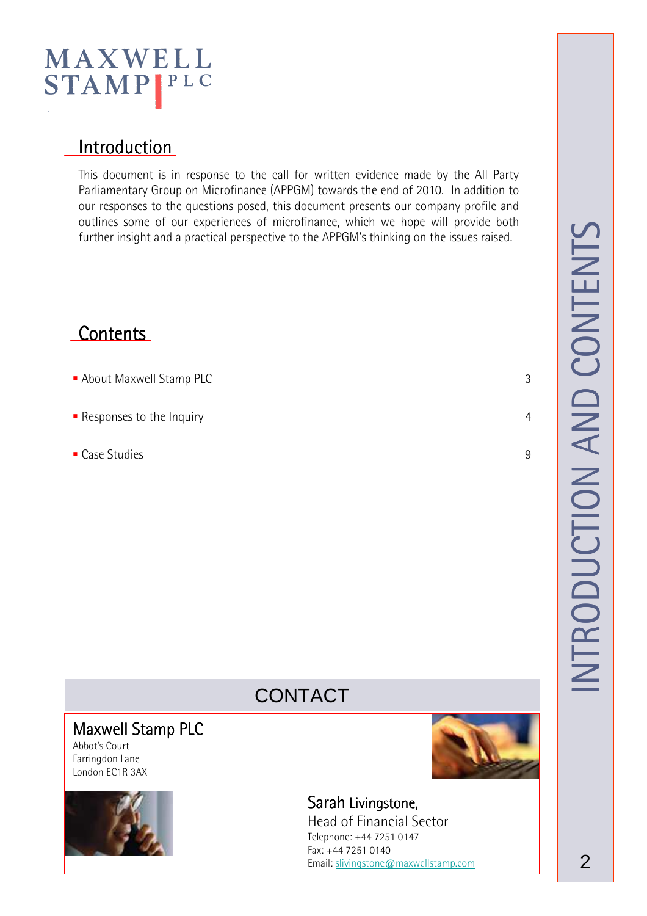MAXWELL STAMP PLC

# Introduction

This document is in response to the call for written evidence made by the All Party Parliamentary Group on Microfinance (APPGM) towards the end of 2010. In addition to our responses to the questions posed, this document presents our company profile and outlines some of our experiences of microfinance, which we hope will provide both further insight and a practical perspective to the APPGM's thinking on the issues raised.

# Contents

- About Maxwell Stamp PLC 3
- Responses to the Inquiry 4
- Case Studies 9

## CONTACT

**Maxwell Stamp PLC**
Abbot's Court
Farringdon Lane
London EC1R 3AX

**Sarah Livingstone,**
Head of Financial Sector
Telephone: +44 7251 0147
Fax: +44 7251 0140
Email: slivingstone@maxwellstamp.com

INTRODUCTION AND CONTENTS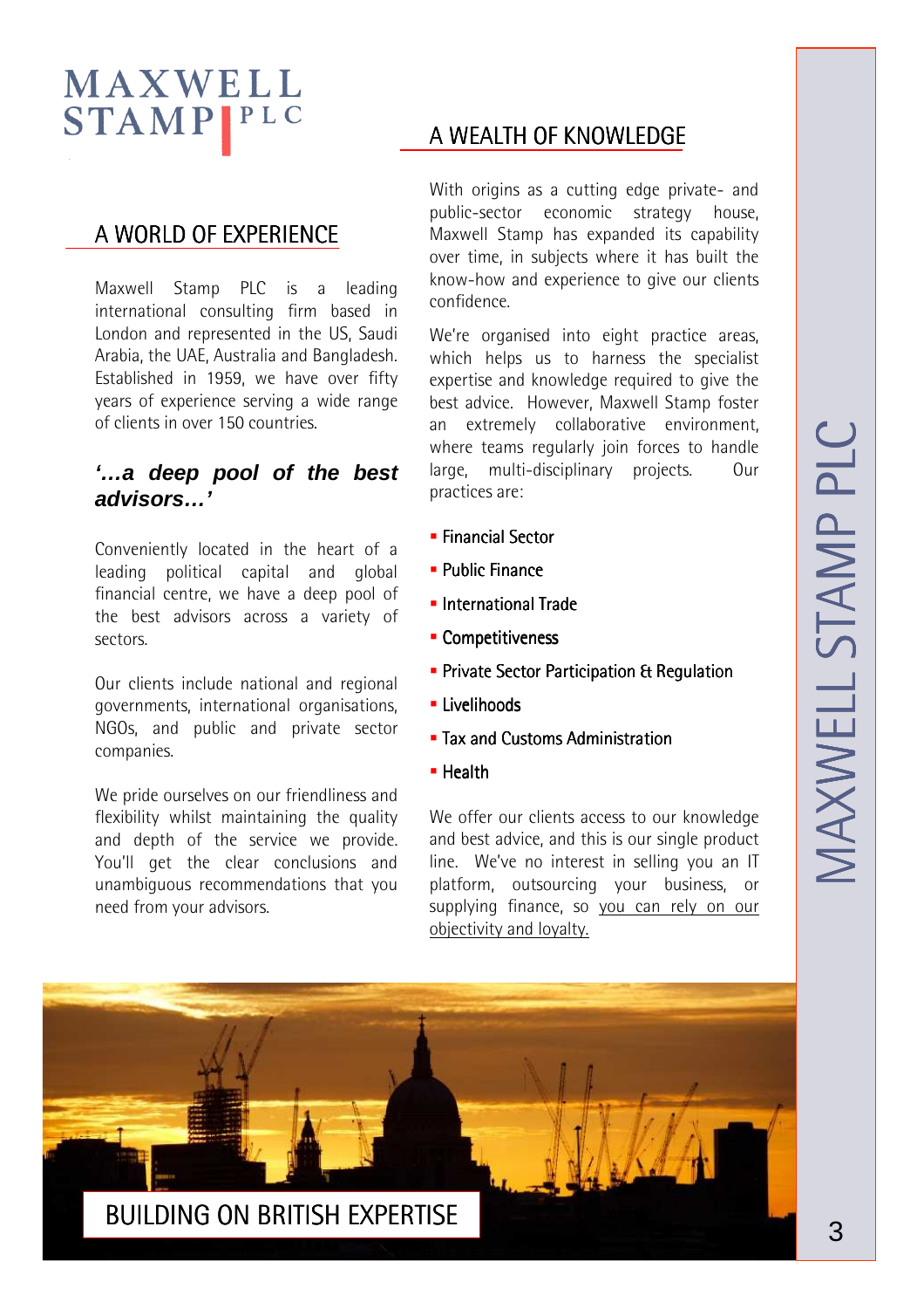# MAXWELL STAMP PLC

## A WORLD OF EXPERIENCE

Maxwell Stamp PLC is a leading international consulting firm based in London and represented in the US, Saudi Arabia, the UAE, Australia and Bangladesh. Established in 1959, we have over fifty years of experience serving a wide range of clients in over 150 countries.

***'…a deep pool of the best advisors…'***

Conveniently located in the heart of a leading political capital and global financial centre, we have a deep pool of the best advisors across a variety of sectors.

Our clients include national and regional governments, international organisations, NGOs, and public and private sector companies.

We pride ourselves on our friendliness and flexibility whilst maintaining the quality and depth of the service we provide. You'll get the clear conclusions and unambiguous recommendations that you need from your advisors.

## A WEALTH OF KNOWLEDGE

With origins as a cutting edge private- and public-sector economic strategy house, Maxwell Stamp has expanded its capability over time, in subjects where it has built the know-how and experience to give our clients confidence.

We're organised into eight practice areas, which helps us to harness the specialist expertise and knowledge required to give the best advice. However, Maxwell Stamp foster an extremely collaborative environment, where teams regularly join forces to handle large, multi-disciplinary projects. Our practices are:

- Financial Sector
- Public Finance
- International Trade
- Competitiveness
- Private Sector Participation & Regulation
- Livelihoods
- Tax and Customs Administration
- Health

We offer our clients access to our knowledge and best advice, and this is our single product line. We've no interest in selling you an IT platform, outsourcing your business, or supplying finance, so you can rely on our objectivity and loyalty.

BUILDING ON BRITISH EXPERTISE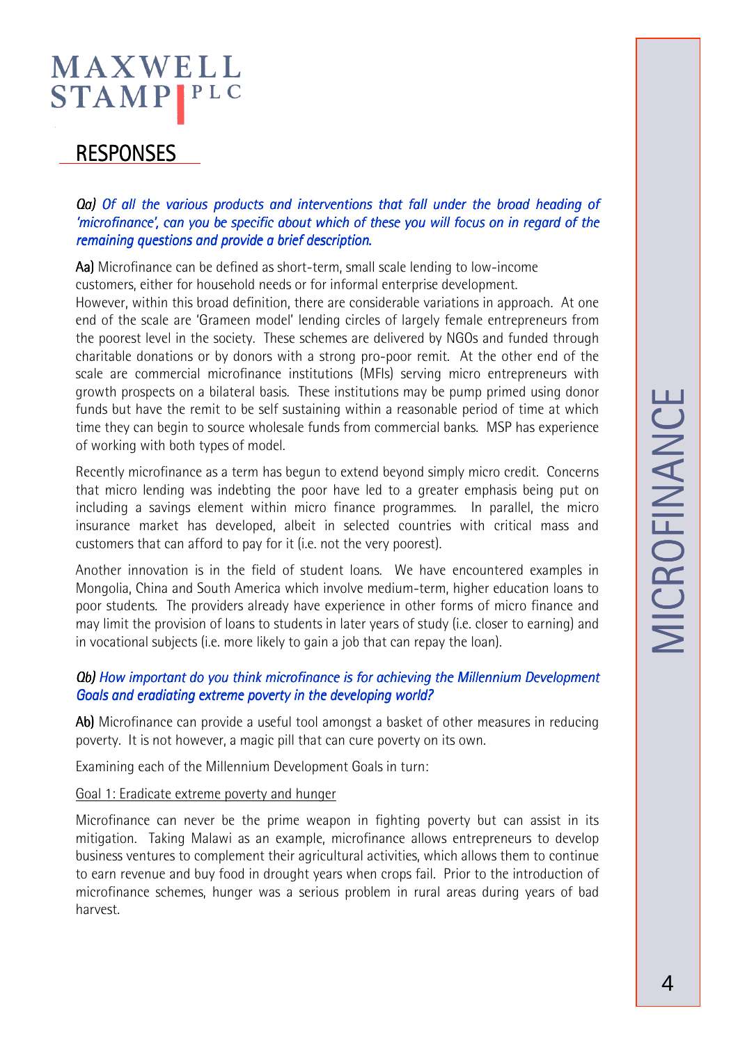## RESPONSES

***Qa)*** *Of all the various products and interventions that fall under the broad heading of 'microfinance', can you be specific about which of these you will focus on in regard of the remaining questions and provide a brief description.*

**Aa)** Microfinance can be defined as short-term, small scale lending to low-income customers, either for household needs or for informal enterprise development.
However, within this broad definition, there are considerable variations in approach. At one end of the scale are 'Grameen model' lending circles of largely female entrepreneurs from the poorest level in the society. These schemes are delivered by NGOs and funded through charitable donations or by donors with a strong pro-poor remit. At the other end of the scale are commercial microfinance institutions (MFIs) serving micro entrepreneurs with growth prospects on a bilateral basis. These institutions may be pump primed using donor funds but have the remit to be self sustaining within a reasonable period of time at which time they can begin to source wholesale funds from commercial banks. MSP has experience of working with both types of model.

Recently microfinance as a term has begun to extend beyond simply micro credit. Concerns that micro lending was indebting the poor have led to a greater emphasis being put on including a savings element within micro finance programmes. In parallel, the micro insurance market has developed, albeit in selected countries with critical mass and customers that can afford to pay for it (i.e. not the very poorest).

Another innovation is in the field of student loans. We have encountered examples in Mongolia, China and South America which involve medium-term, higher education loans to poor students. The providers already have experience in other forms of micro finance and may limit the provision of loans to students in later years of study (i.e. closer to earning) and in vocational subjects (i.e. more likely to gain a job that can repay the loan).

***Qb)*** *How important do you think microfinance is for achieving the Millennium Development Goals and eradiating extreme poverty in the developing world?*

**Ab)** Microfinance can provide a useful tool amongst a basket of other measures in reducing poverty. It is not however, a magic pill that can cure poverty on its own.

Examining each of the Millennium Development Goals in turn:

Goal 1: Eradicate extreme poverty and hunger

Microfinance can never be the prime weapon in fighting poverty but can assist in its mitigation. Taking Malawi as an example, microfinance allows entrepreneurs to develop business ventures to complement their agricultural activities, which allows them to continue to earn revenue and buy food in drought years when crops fail. Prior to the introduction of microfinance schemes, hunger was a serious problem in rural areas during years of bad harvest.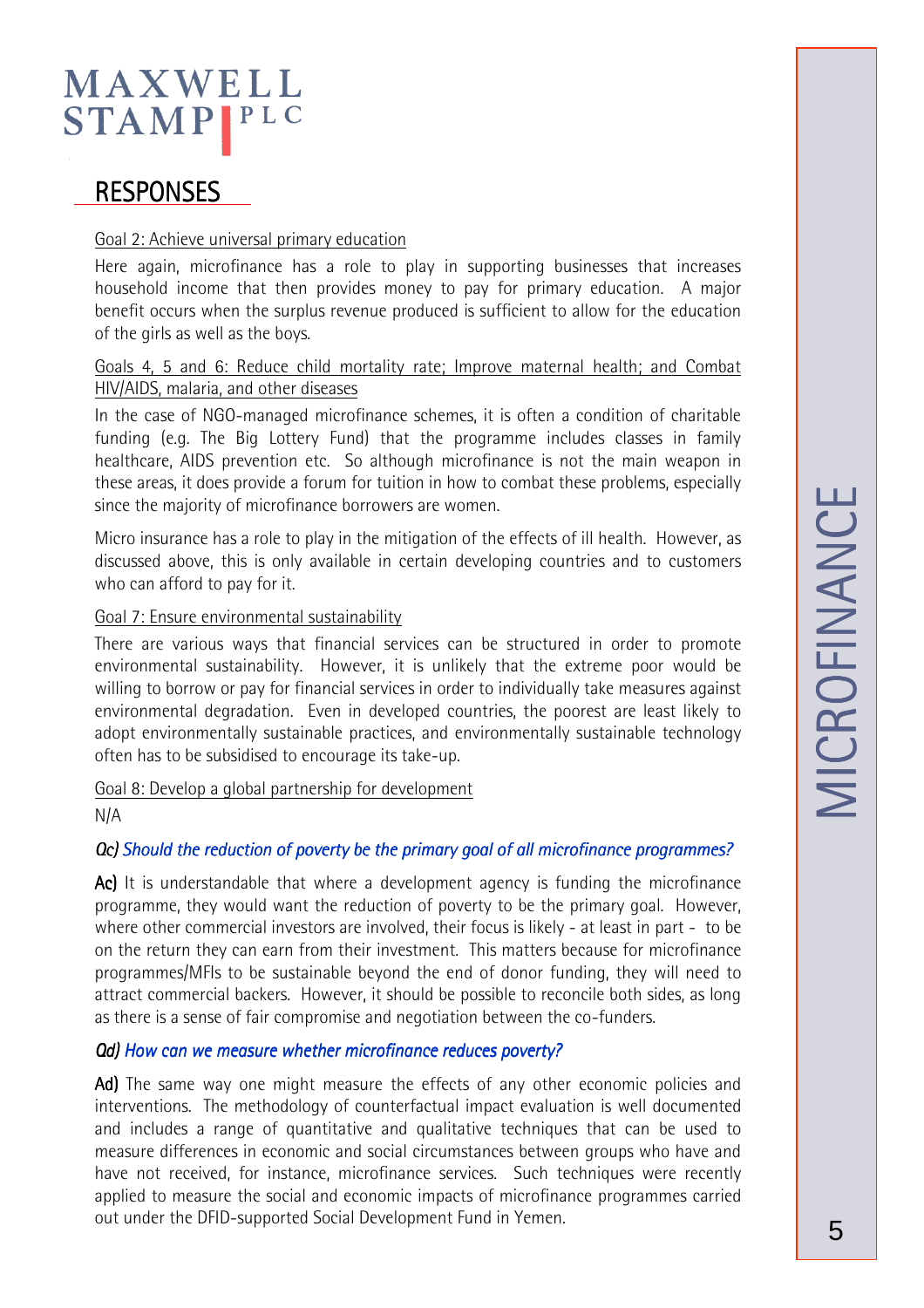## RESPONSES

Goal 2: Achieve universal primary education

Here again, microfinance has a role to play in supporting businesses that increases household income that then provides money to pay for primary education. A major benefit occurs when the surplus revenue produced is sufficient to allow for the education of the girls as well as the boys.

Goals 4, 5 and 6: Reduce child mortality rate; Improve maternal health; and Combat HIV/AIDS, malaria, and other diseases

In the case of NGO-managed microfinance schemes, it is often a condition of charitable funding (e.g. The Big Lottery Fund) that the programme includes classes in family healthcare, AIDS prevention etc. So although microfinance is not the main weapon in these areas, it does provide a forum for tuition in how to combat these problems, especially since the majority of microfinance borrowers are women.

Micro insurance has a role to play in the mitigation of the effects of ill health. However, as discussed above, this is only available in certain developing countries and to customers who can afford to pay for it.

Goal 7: Ensure environmental sustainability

There are various ways that financial services can be structured in order to promote environmental sustainability. However, it is unlikely that the extreme poor would be willing to borrow or pay for financial services in order to individually take measures against environmental degradation. Even in developed countries, the poorest are least likely to adopt environmentally sustainable practices, and environmentally sustainable technology often has to be subsidised to encourage its take-up.

Goal 8: Develop a global partnership for development

N/A

*Qc) Should the reduction of poverty be the primary goal of all microfinance programmes?*

**Ac)** It is understandable that where a development agency is funding the microfinance programme, they would want the reduction of poverty to be the primary goal. However, where other commercial investors are involved, their focus is likely - at least in part - to be on the return they can earn from their investment. This matters because for microfinance programmes/MFIs to be sustainable beyond the end of donor funding, they will need to attract commercial backers. However, it should be possible to reconcile both sides, as long as there is a sense of fair compromise and negotiation between the co-funders.

*Qd) How can we measure whether microfinance reduces poverty?*

**Ad)** The same way one might measure the effects of any other economic policies and interventions. The methodology of counterfactual impact evaluation is well documented and includes a range of quantitative and qualitative techniques that can be used to measure differences in economic and social circumstances between groups who have and have not received, for instance, microfinance services. Such techniques were recently applied to measure the social and economic impacts of microfinance programmes carried out under the DFID-supported Social Development Fund in Yemen.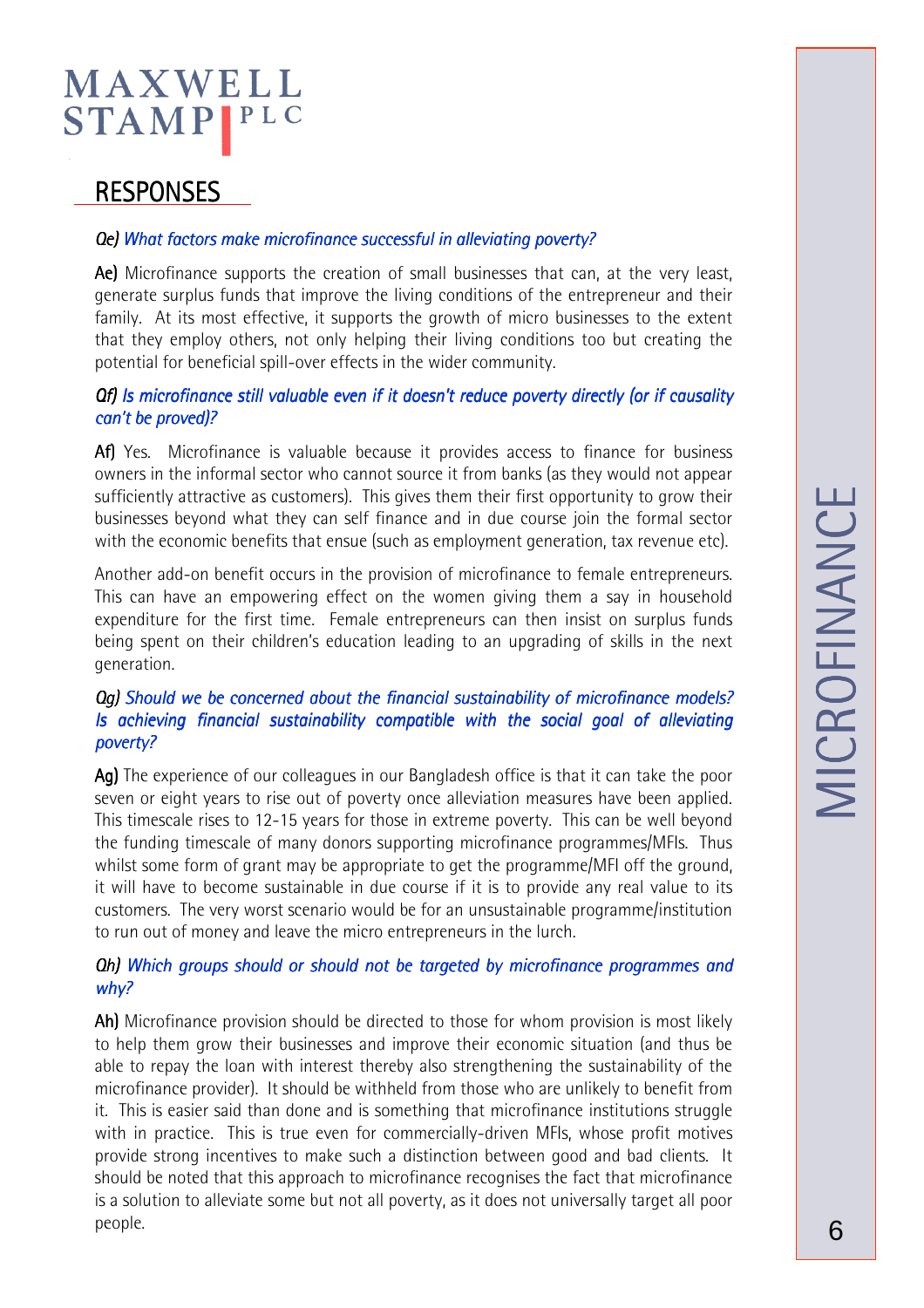## RESPONSES

*Qe) What factors make microfinance successful in alleviating poverty?*

**Ae)** Microfinance supports the creation of small businesses that can, at the very least, generate surplus funds that improve the living conditions of the entrepreneur and their family. At its most effective, it supports the growth of micro businesses to the extent that they employ others, not only helping their living conditions too but creating the potential for beneficial spill-over effects in the wider community.

*Qf) Is microfinance still valuable even if it doesn't reduce poverty directly (or if causality can't be proved)?*

**Af)** Yes. Microfinance is valuable because it provides access to finance for business owners in the informal sector who cannot source it from banks (as they would not appear sufficiently attractive as customers). This gives them their first opportunity to grow their businesses beyond what they can self finance and in due course join the formal sector with the economic benefits that ensue (such as employment generation, tax revenue etc).

Another add-on benefit occurs in the provision of microfinance to female entrepreneurs. This can have an empowering effect on the women giving them a say in household expenditure for the first time. Female entrepreneurs can then insist on surplus funds being spent on their children's education leading to an upgrading of skills in the next generation.

*Qg) Should we be concerned about the financial sustainability of microfinance models? Is achieving financial sustainability compatible with the social goal of alleviating poverty?*

**Ag)** The experience of our colleagues in our Bangladesh office is that it can take the poor seven or eight years to rise out of poverty once alleviation measures have been applied. This timescale rises to 12-15 years for those in extreme poverty. This can be well beyond the funding timescale of many donors supporting microfinance programmes/MFIs. Thus whilst some form of grant may be appropriate to get the programme/MFI off the ground, it will have to become sustainable in due course if it is to provide any real value to its customers. The very worst scenario would be for an unsustainable programme/institution to run out of money and leave the micro entrepreneurs in the lurch.

*Qh) Which groups should or should not be targeted by microfinance programmes and why?*

**Ah)** Microfinance provision should be directed to those for whom provision is most likely to help them grow their businesses and improve their economic situation (and thus be able to repay the loan with interest thereby also strengthening the sustainability of the microfinance provider). It should be withheld from those who are unlikely to benefit from it. This is easier said than done and is something that microfinance institutions struggle with in practice. This is true even for commercially-driven MFIs, whose profit motives provide strong incentives to make such a distinction between good and bad clients. It should be noted that this approach to microfinance recognises the fact that microfinance is a solution to alleviate some but not all poverty, as it does not universally target all poor people.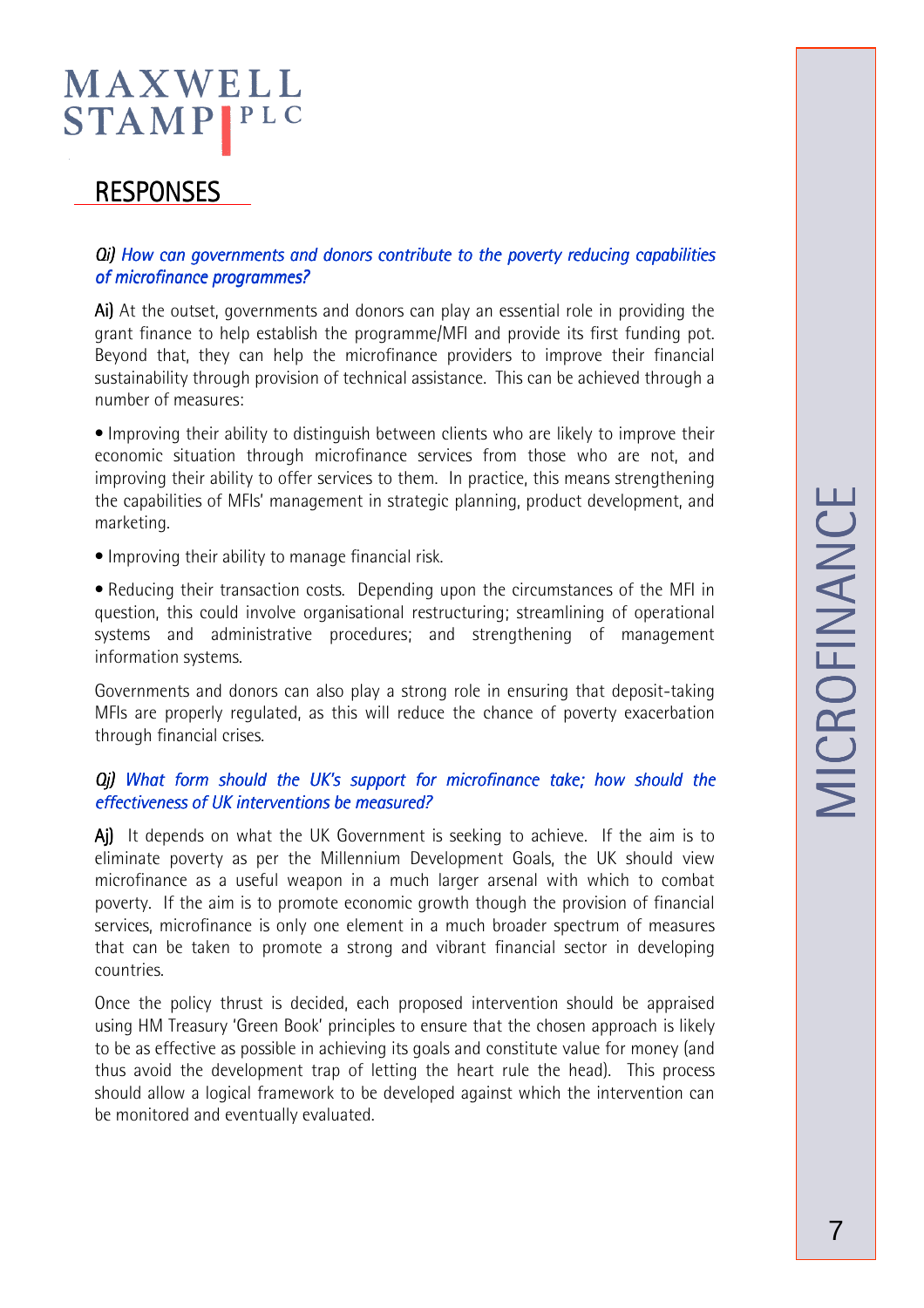## RESPONSES

***Qi) How can governments and donors contribute to the poverty reducing capabilities of microfinance programmes?***

**Ai)** At the outset, governments and donors can play an essential role in providing the grant finance to help establish the programme/MFI and provide its first funding pot. Beyond that, they can help the microfinance providers to improve their financial sustainability through provision of technical assistance. This can be achieved through a number of measures:

• Improving their ability to distinguish between clients who are likely to improve their economic situation through microfinance services from those who are not, and improving their ability to offer services to them. In practice, this means strengthening the capabilities of MFIs' management in strategic planning, product development, and marketing.

• Improving their ability to manage financial risk.

• Reducing their transaction costs. Depending upon the circumstances of the MFI in question, this could involve organisational restructuring; streamlining of operational systems and administrative procedures; and strengthening of management information systems.

Governments and donors can also play a strong role in ensuring that deposit-taking MFIs are properly regulated, as this will reduce the chance of poverty exacerbation through financial crises.

***Qj) What form should the UK's support for microfinance take; how should the effectiveness of UK interventions be measured?***

**Aj)** It depends on what the UK Government is seeking to achieve. If the aim is to eliminate poverty as per the Millennium Development Goals, the UK should view microfinance as a useful weapon in a much larger arsenal with which to combat poverty. If the aim is to promote economic growth though the provision of financial services, microfinance is only one element in a much broader spectrum of measures that can be taken to promote a strong and vibrant financial sector in developing countries.

Once the policy thrust is decided, each proposed intervention should be appraised using HM Treasury 'Green Book' principles to ensure that the chosen approach is likely to be as effective as possible in achieving its goals and constitute value for money (and thus avoid the development trap of letting the heart rule the head). This process should allow a logical framework to be developed against which the intervention can be monitored and eventually evaluated.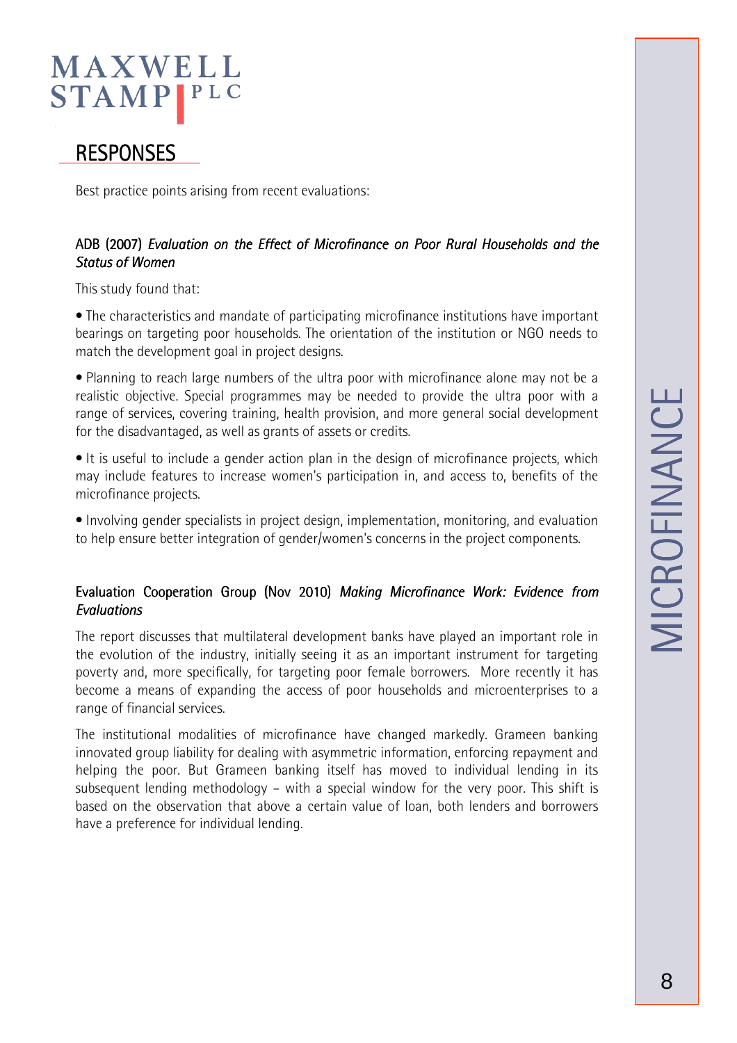## RESPONSES

Best practice points arising from recent evaluations:

**ADB (2007)** ***Evaluation on the Effect of Microfinance on Poor Rural Households and the Status of Women***

This study found that:

- The characteristics and mandate of participating microfinance institutions have important bearings on targeting poor households. The orientation of the institution or NGO needs to match the development goal in project designs.
- Planning to reach large numbers of the ultra poor with microfinance alone may not be a realistic objective. Special programmes may be needed to provide the ultra poor with a range of services, covering training, health provision, and more general social development for the disadvantaged, as well as grants of assets or credits.
- It is useful to include a gender action plan in the design of microfinance projects, which may include features to increase women's participation in, and access to, benefits of the microfinance projects.
- Involving gender specialists in project design, implementation, monitoring, and evaluation to help ensure better integration of gender/women's concerns in the project components.

**Evaluation Cooperation Group (Nov 2010)** ***Making Microfinance Work: Evidence from Evaluations***

The report discusses that multilateral development banks have played an important role in the evolution of the industry, initially seeing it as an important instrument for targeting poverty and, more specifically, for targeting poor female borrowers. More recently it has become a means of expanding the access of poor households and microenterprises to a range of financial services.

The institutional modalities of microfinance have changed markedly. Grameen banking innovated group liability for dealing with asymmetric information, enforcing repayment and helping the poor. But Grameen banking itself has moved to individual lending in its subsequent lending methodology – with a special window for the very poor. This shift is based on the observation that above a certain value of loan, both lenders and borrowers have a preference for individual lending.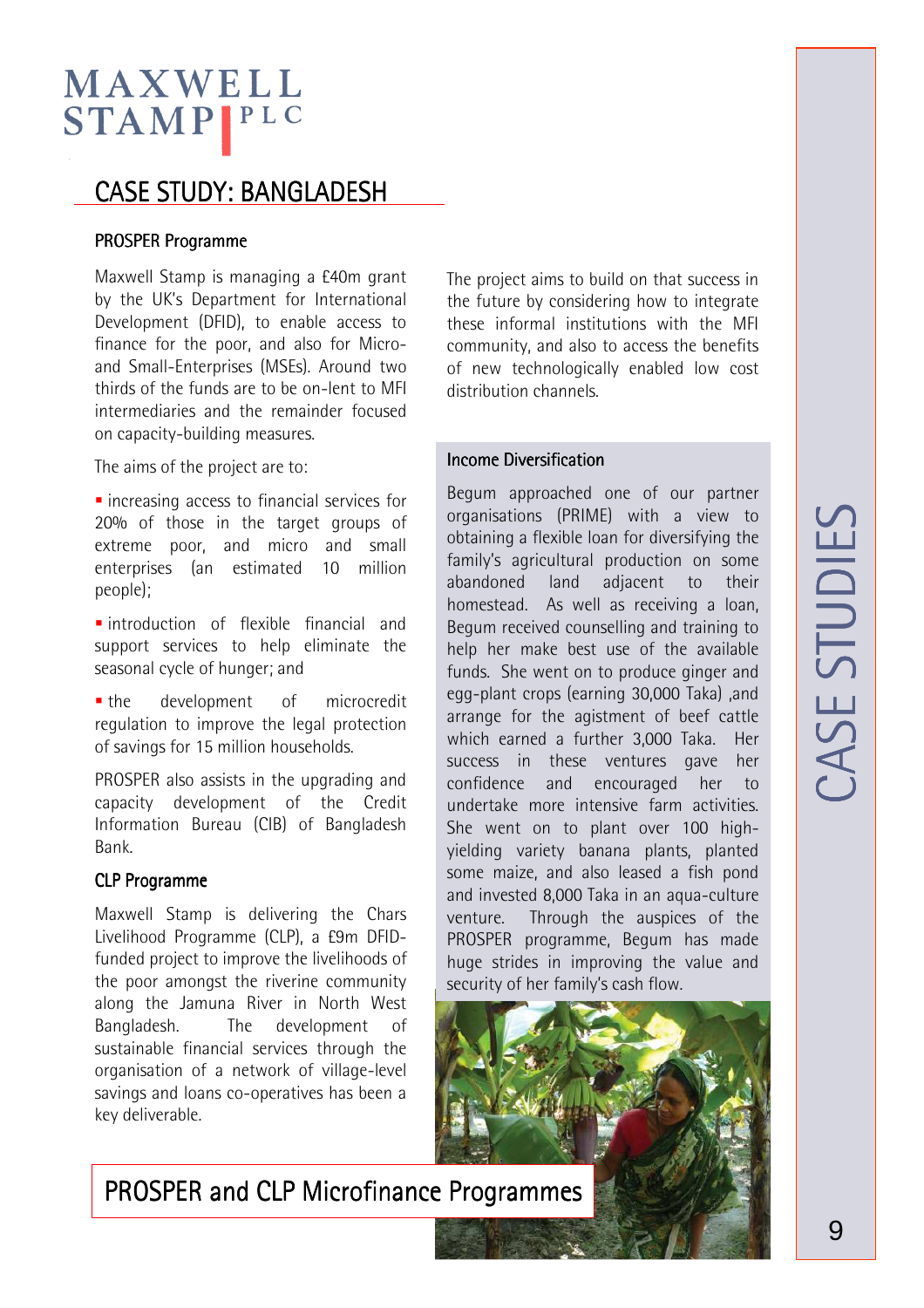MAXWELL STAMP PLC

# CASE STUDY: BANGLADESH

## PROSPER Programme

Maxwell Stamp is managing a £40m grant by the UK's Department for International Development (DFID), to enable access to finance for the poor, and also for Micro- and Small-Enterprises (MSEs). Around two thirds of the funds are to be on-lent to MFI intermediaries and the remainder focused on capacity-building measures.

The aims of the project are to:

- increasing access to financial services for 20% of those in the target groups of extreme poor, and micro and small enterprises (an estimated 10 million people);
- introduction of flexible financial and support services to help eliminate the seasonal cycle of hunger; and
- the development of microcredit regulation to improve the legal protection of savings for 15 million households.

PROSPER also assists in the upgrading and capacity development of the Credit Information Bureau (CIB) of Bangladesh Bank.

## CLP Programme

Maxwell Stamp is delivering the Chars Livelihood Programme (CLP), a £9m DFID-funded project to improve the livelihoods of the poor amongst the riverine community along the Jamuna River in North West Bangladesh. The development of sustainable financial services through the organisation of a network of village-level savings and loans co-operatives has been a key deliverable.

The project aims to build on that success in the future by considering how to integrate these informal institutions with the MFI community, and also to access the benefits of new technologically enabled low cost distribution channels.

### Income Diversification

Begum approached one of our partner organisations (PRIME) with a view to obtaining a flexible loan for diversifying the family's agricultural production on some abandoned land adjacent to their homestead. As well as receiving a loan, Begum received counselling and training to help her make best use of the available funds. She went on to produce ginger and egg-plant crops (earning 30,000 Taka) ,and arrange for the agistment of beef cattle which earned a further 3,000 Taka. Her success in these ventures gave her confidence and encouraged her to undertake more intensive farm activities. She went on to plant over 100 high-yielding variety banana plants, planted some maize, and also leased a fish pond and invested 8,000 Taka in an aqua-culture venture. Through the auspices of the PROSPER programme, Begum has made huge strides in improving the value and security of her family's cash flow.

## PROSPER and CLP Microfinance Programmes

CASE STUDIES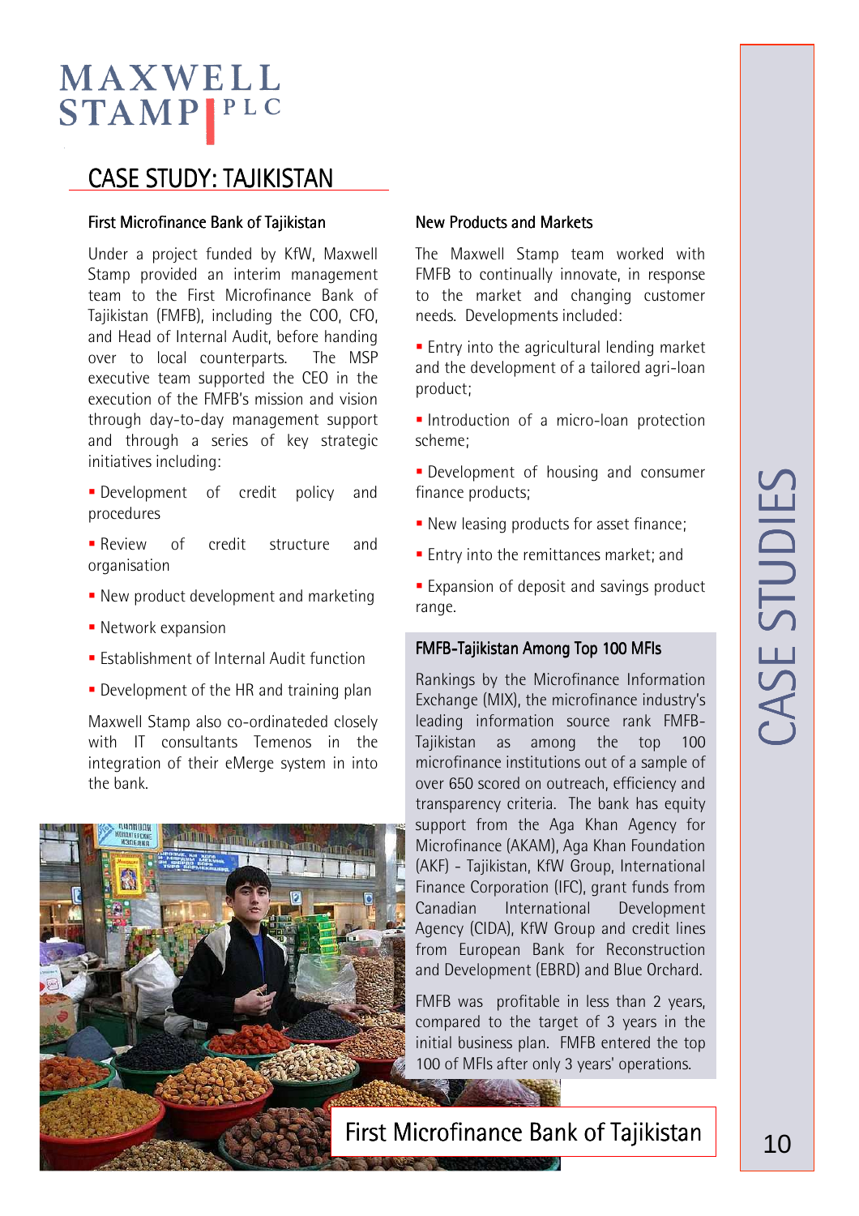# CASE STUDY: TAJIKISTAN

### First Microfinance Bank of Tajikistan

Under a project funded by KfW, Maxwell Stamp provided an interim management team to the First Microfinance Bank of Tajikistan (FMFB), including the COO, CFO, and Head of Internal Audit, before handing over to local counterparts. The MSP executive team supported the CEO in the execution of the FMFB's mission and vision through day-to-day management support and through a series of key strategic initiatives including:

- Development of credit policy and procedures
- Review of credit structure and organisation
- New product development and marketing
- Network expansion
- Establishment of Internal Audit function
- Development of the HR and training plan

Maxwell Stamp also co-ordinateded closely with IT consultants Temenos in the integration of their eMerge system in into the bank.

### New Products and Markets

The Maxwell Stamp team worked with FMFB to continually innovate, in response to the market and changing customer needs. Developments included:

- Entry into the agricultural lending market and the development of a tailored agri-loan product;
- Introduction of a micro-loan protection scheme;
- Development of housing and consumer finance products;
- New leasing products for asset finance;
- Entry into the remittances market; and
- Expansion of deposit and savings product range.

### FMFB-Tajikistan Among Top 100 MFIs

Rankings by the Microfinance Information Exchange (MIX), the microfinance industry's leading information source rank FMFB-Tajikistan as among the top 100 microfinance institutions out of a sample of over 650 scored on outreach, efficiency and transparency criteria. The bank has equity support from the Aga Khan Agency for Microfinance (AKAM), Aga Khan Foundation (AKF) - Tajikistan, KfW Group, International Finance Corporation (IFC), grant funds from Canadian International Development Agency (CIDA), KfW Group and credit lines from European Bank for Reconstruction and Development (EBRD) and Blue Orchard.

FMFB was profitable in less than 2 years, compared to the target of 3 years in the initial business plan. FMFB entered the top 100 of MFIs after only 3 years' operations.

First Microfinance Bank of Tajikistan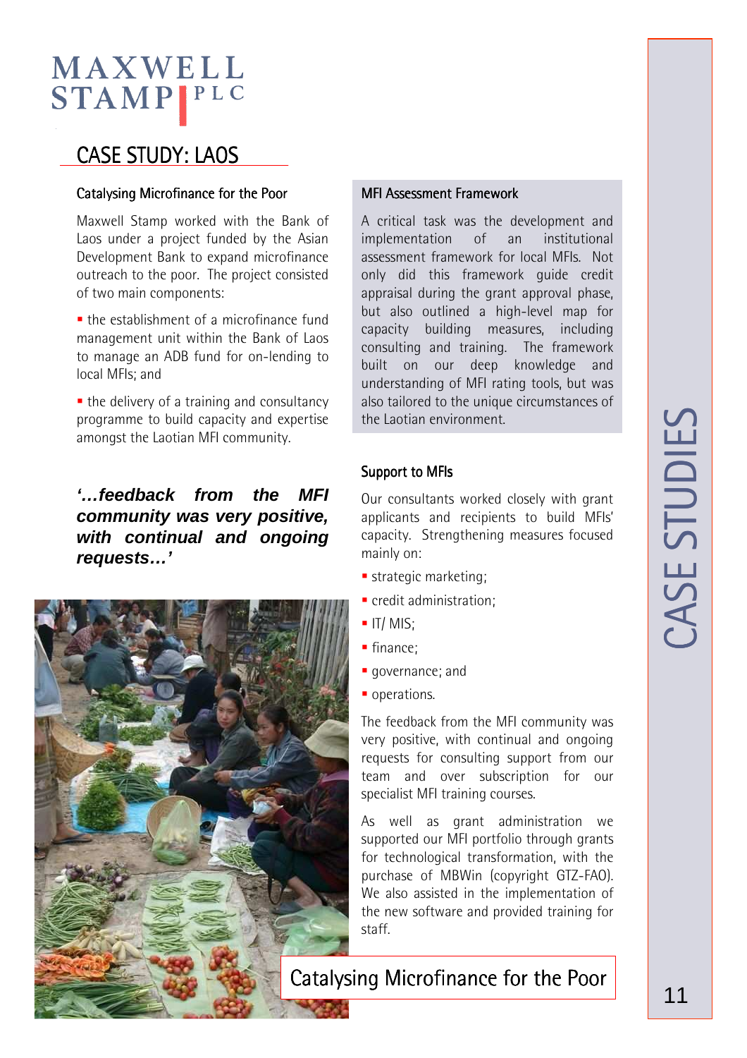MAXWELL STAMP PLC

# CASE STUDY: LAOS

## Catalysing Microfinance for the Poor

Maxwell Stamp worked with the Bank of Laos under a project funded by the Asian Development Bank to expand microfinance outreach to the poor. The project consisted of two main components:

- the establishment of a microfinance fund management unit within the Bank of Laos to manage an ADB fund for on-lending to local MFIs; and
- the delivery of a training and consultancy programme to build capacity and expertise amongst the Laotian MFI community.

***'…feedback from the MFI community was very positive, with continual and ongoing requests…'***

## MFI Assessment Framework

A critical task was the development and implementation of an institutional assessment framework for local MFIs. Not only did this framework guide credit appraisal during the grant approval phase, but also outlined a high-level map for capacity building measures, including consulting and training. The framework built on our deep knowledge and understanding of MFI rating tools, but was also tailored to the unique circumstances of the Laotian environment.

## Support to MFIs

Our consultants worked closely with grant applicants and recipients to build MFIs' capacity. Strengthening measures focused mainly on:

- strategic marketing;
- credit administration;
- IT/ MIS;
- finance;
- governance; and
- operations.

The feedback from the MFI community was very positive, with continual and ongoing requests for consulting support from our team and over subscription for our specialist MFI training courses.

As well as grant administration we supported our MFI portfolio through grants for technological transformation, with the purchase of MBWin (copyright GTZ-FAO). We also assisted in the implementation of the new software and provided training for staff.

Catalysing Microfinance for the Poor

CASE STUDIES